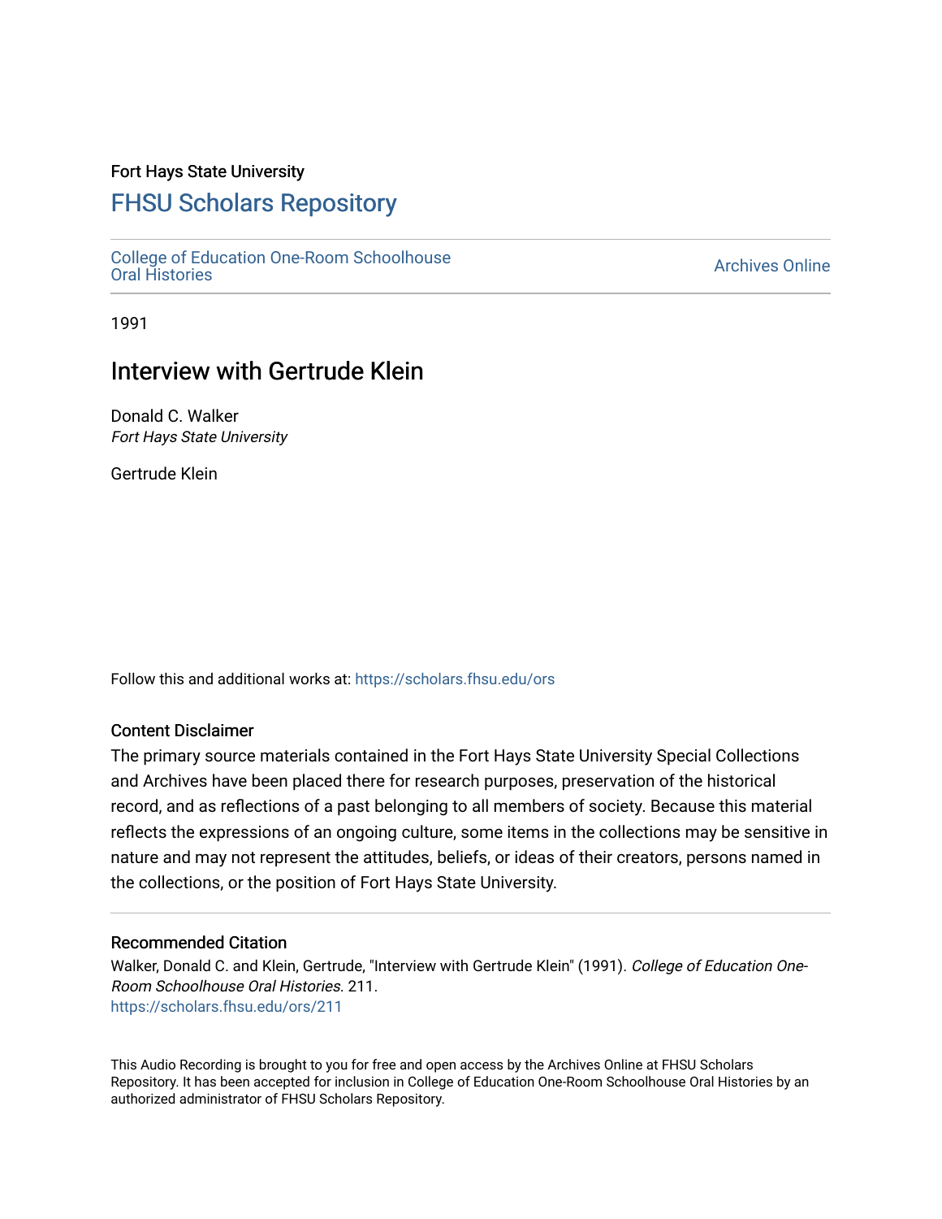Fort Hays State University

# FHSU Scholars Repository

College of Education One-Room Schoolhouse Oral Histories

Archives Online

1991

## Interview with Gertrude Klein

Donald C. Walker
*Fort Hays State University*

Gertrude Klein

Follow this and additional works at: https://scholars.fhsu.edu/ors

### Content Disclaimer

The primary source materials contained in the Fort Hays State University Special Collections and Archives have been placed there for research purposes, preservation of the historical record, and as reflections of a past belonging to all members of society. Because this material reflects the expressions of an ongoing culture, some items in the collections may be sensitive in nature and may not represent the attitudes, beliefs, or ideas of their creators, persons named in the collections, or the position of Fort Hays State University.

### Recommended Citation

Walker, Donald C. and Klein, Gertrude, "Interview with Gertrude Klein" (1991). *College of Education One-Room Schoolhouse Oral Histories*. 211.
https://scholars.fhsu.edu/ors/211

This Audio Recording is brought to you for free and open access by the Archives Online at FHSU Scholars Repository. It has been accepted for inclusion in College of Education One-Room Schoolhouse Oral Histories by an authorized administrator of FHSU Scholars Repository.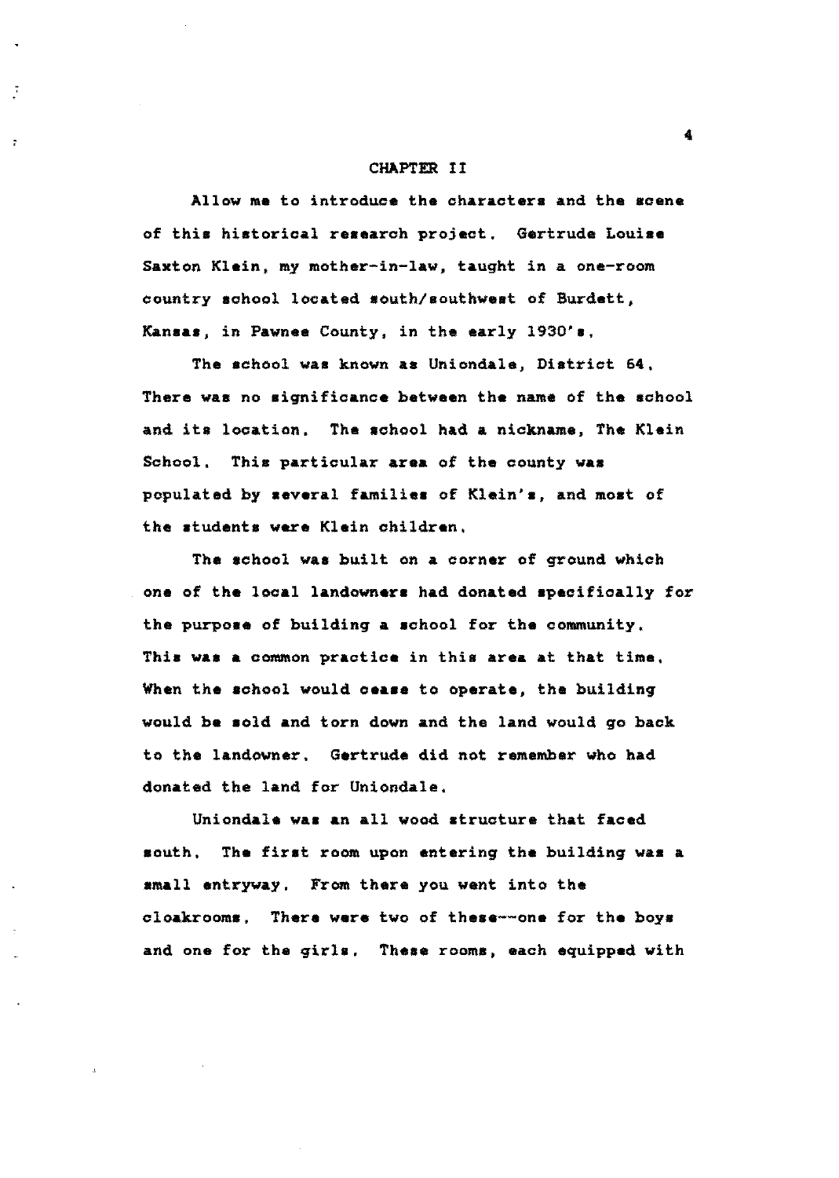## CHAPTER II

Allow me to introduce the characters and the scene of this historical research project. Gertrude Louise Saxton Klein, my mother-in-law, taught in a one-room country school located south/southwest of Burdett, Kansas, in Pawnee County, in the early 1930's.

The school was known as Uniondale, District 64. There was no significance between the name of the school and its location. The school had a nickname, The Klein School. This particular area of the county was populated by several families of Klein's, and most of the students were Klein children.

The school was built on a corner of ground which one of the local landowners had donated specifically for the purpose of building a school for the community. This was a common practice in this area at that time. When the school would cease to operate, the building would be sold and torn down and the land would go back to the landowner. Gertrude did not remember who had donated the land for Uniondale.

Uniondale was an all wood structure that faced south. The first room upon entering the building was a small entryway. From there you went into the cloakrooms. There were two of these--one for the boys and one for the girls. These rooms, each equipped with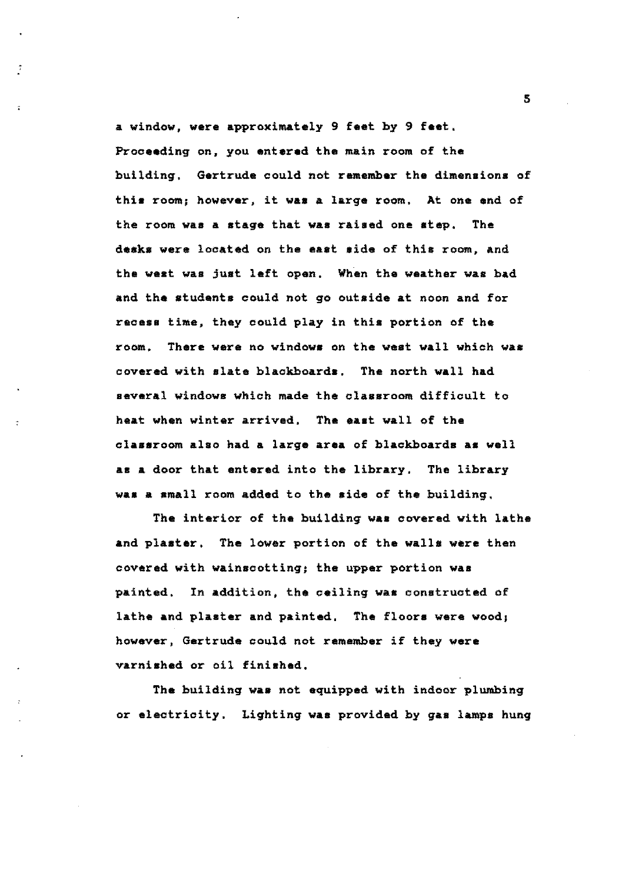a window, were approximately 9 feet by 9 feet. Proceeding on, you entered the main room of the building. Gertrude could not remember the dimensions of this room; however, it was a large room. At one end of the room was a stage that was raised one step. The desks were located on the east side of this room, and the west was just left open. When the weather was bad and the students could not go outside at noon and for recess time, they could play in this portion of the room. There were no windows on the west wall which was covered with slate blackboards. The north wall had several windows which made the classroom difficult to heat when winter arrived. The east wall of the classroom also had a large area of blackboards as well as a door that entered into the library. The library was a small room added to the side of the building.

The interior of the building was covered with lathe and plaster. The lower portion of the walls were then covered with wainscotting; the upper portion was painted. In addition, the ceiling was constructed of lathe and plaster and painted. The floors were wood; however, Gertrude could not remember if they were varnished or oil finished.

The building was not equipped with indoor plumbing or electricity. Lighting was provided by gas lamps hung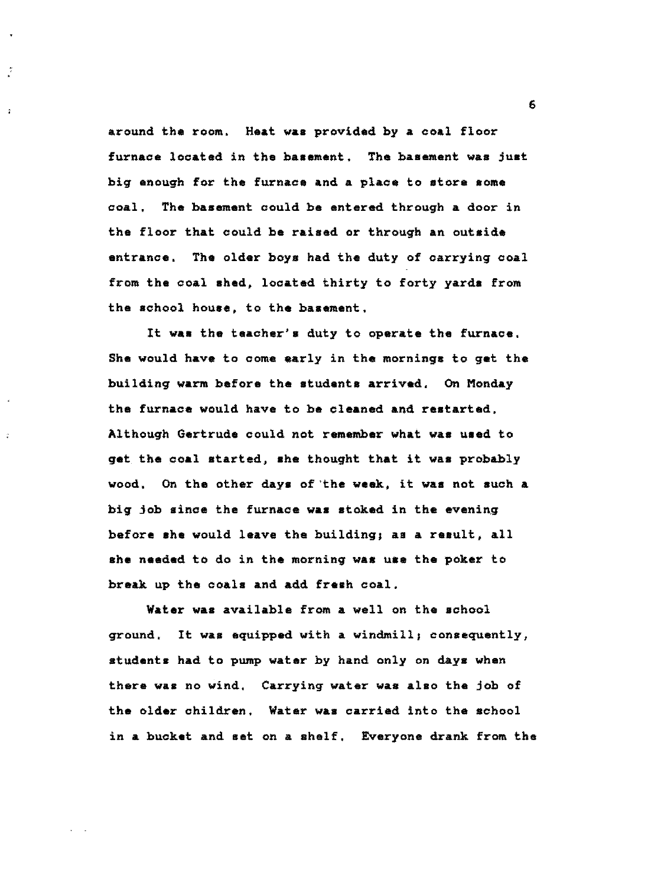around the room. Heat was provided by a coal floor furnace located in the basement. The basement was just big enough for the furnace and a place to store some coal. The basement could be entered through a door in the floor that could be raised or through an outside entrance. The older boys had the duty of carrying coal from the coal shed, located thirty to forty yards from the school house, to the basement.

It was the teacher's duty to operate the furnace. She would have to come early in the mornings to get the building warm before the students arrived. On Monday the furnace would have to be cleaned and restarted. Although Gertrude could not remember what was used to get the coal started, she thought that it was probably wood. On the other days of the week, it was not such a big job since the furnace was stoked in the evening before she would leave the building; as a result, all she needed to do in the morning was use the poker to break up the coals and add fresh coal.

Water was available from a well on the school ground. It was equipped with a windmill; consequently, students had to pump water by hand only on days when there was no wind. Carrying water was also the job of the older children. Water was carried into the school in a bucket and set on a shelf. Everyone drank from the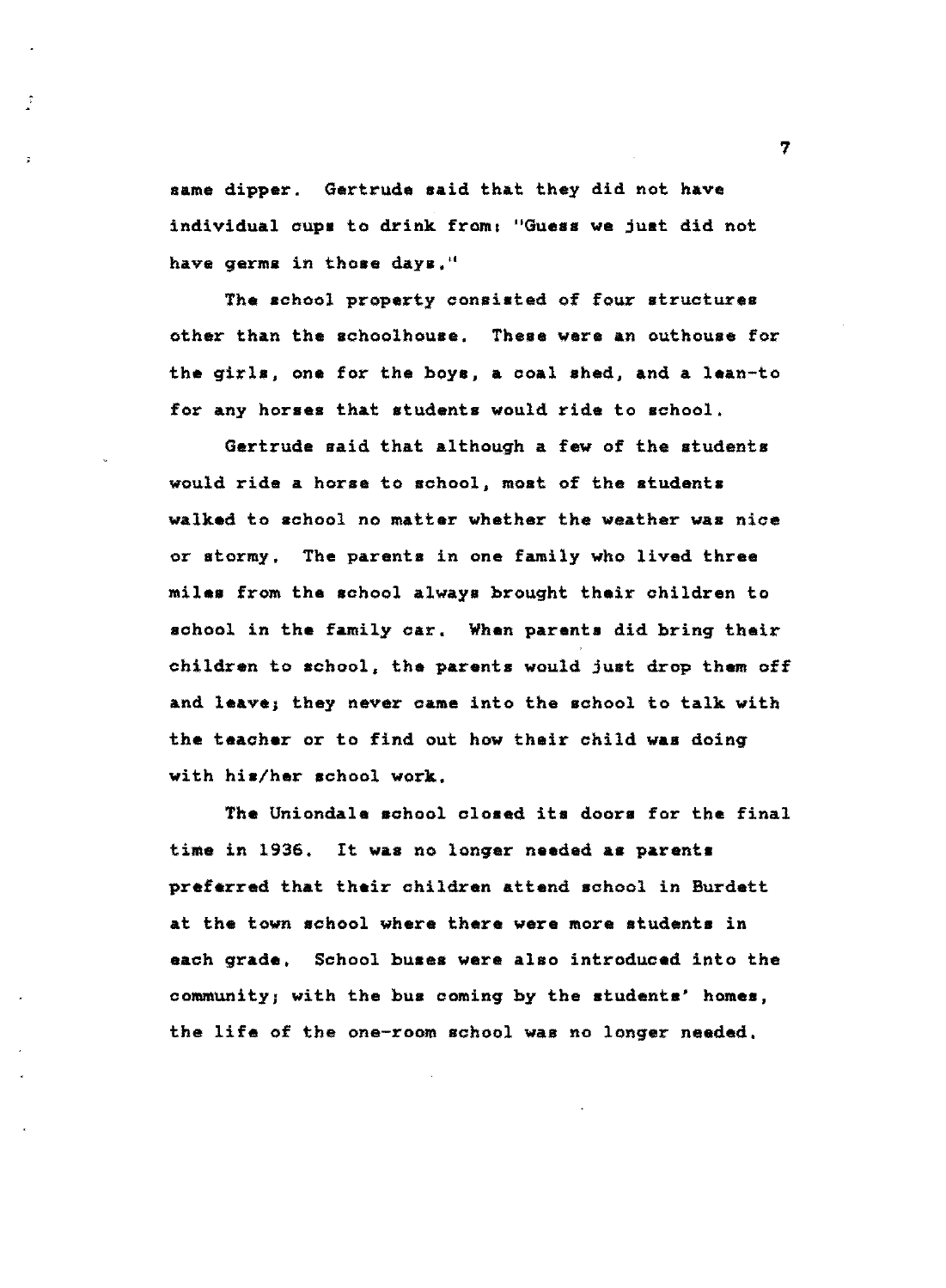same dipper. Gertrude said that they did not have individual cups to drink from: "Guess we just did not have germs in those days."

The school property consisted of four structures other than the schoolhouse. These were an outhouse for the girls, one for the boys, a coal shed, and a lean-to for any horses that students would ride to school.

Gertrude said that although a few of the students would ride a horse to school, most of the students walked to school no matter whether the weather was nice or stormy. The parents in one family who lived three miles from the school always brought their children to school in the family car. When parents did bring their children to school, the parents would just drop them off and leave; they never came into the school to talk with the teacher or to find out how their child was doing with his/her school work.

The Uniondale school closed its doors for the final time in 1936. It was no longer needed as parents preferred that their children attend school in Burdett at the town school where there were more students in each grade. School buses were also introduced into the community; with the bus coming by the students' homes, the life of the one-room school was no longer needed.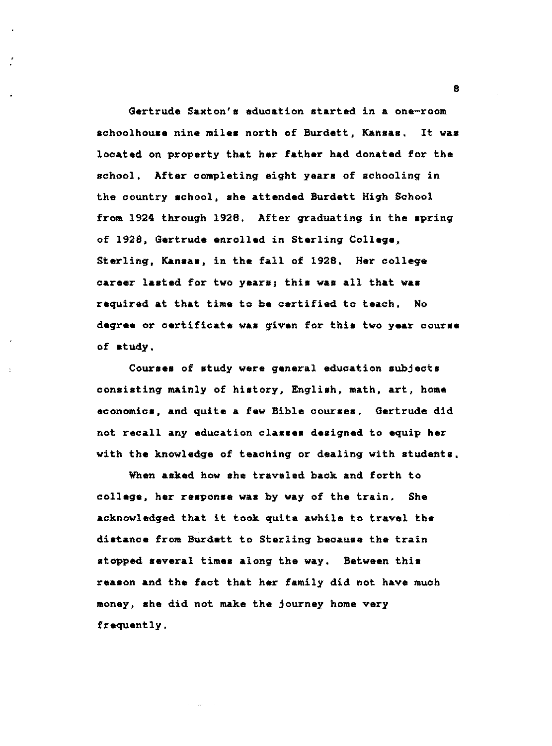Gertrude Saxton's education started in a one-room schoolhouse nine miles north of Burdett, Kansas. It was located on property that her father had donated for the school. After completing eight years of schooling in the country school, she attended Burdett High School from 1924 through 1928. After graduating in the spring of 1928, Gertrude enrolled in Sterling College, Sterling, Kansas, in the fall of 1928. Her college career lasted for two years; this was all that was required at that time to be certified to teach. No degree or certificate was given for this two year course of study.

Courses of study were general education subjects consisting mainly of history, English, math, art, home economics, and quite a few Bible courses. Gertrude did not recall any education classes designed to equip her with the knowledge of teaching or dealing with students.

When asked how she traveled back and forth to college, her response was by way of the train. She acknowledged that it took quite awhile to travel the distance from Burdett to Sterling because the train stopped several times along the way. Between this reason and the fact that her family did not have much money, she did not make the journey home very frequently.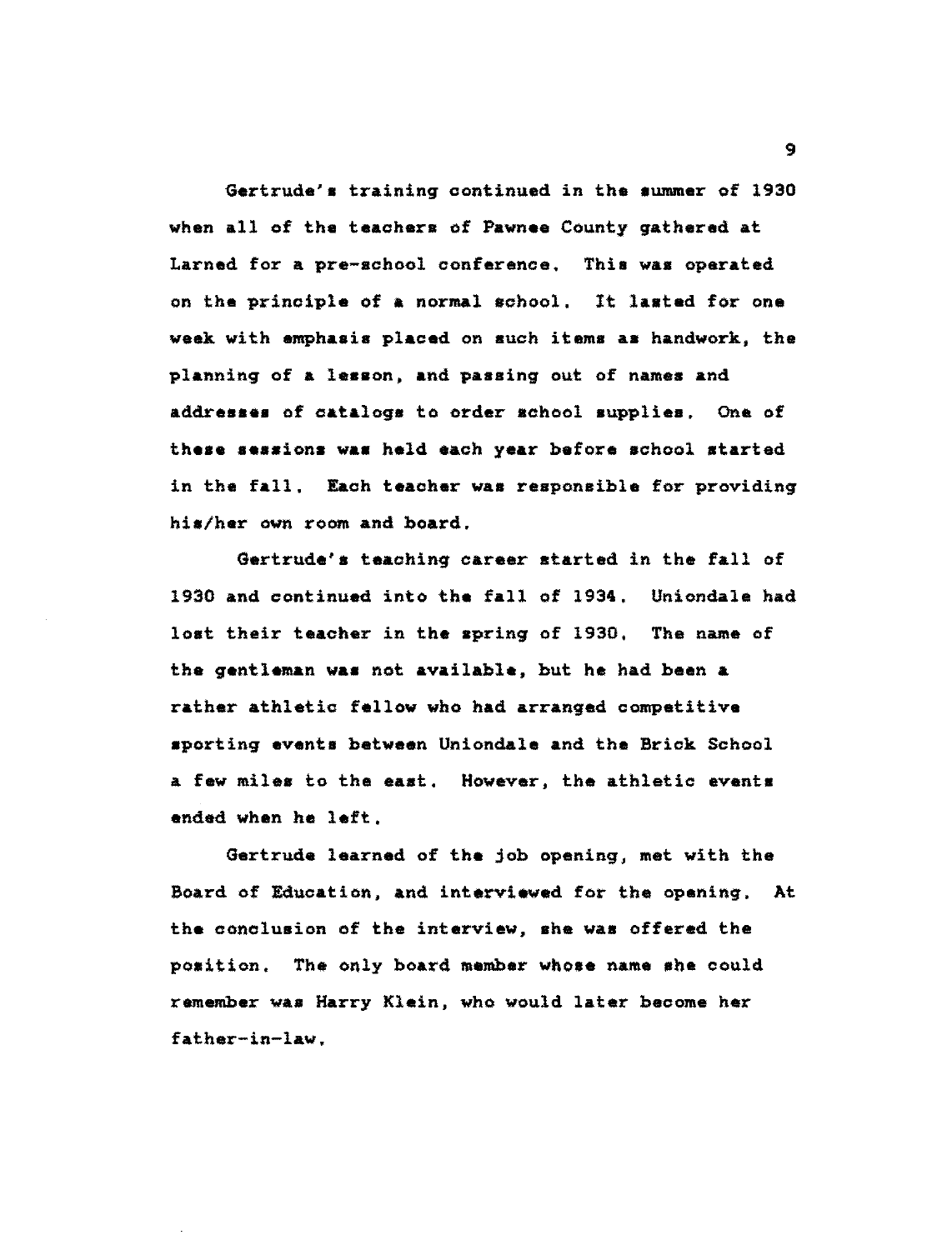Gertrude's training continued in the summer of 1930 when all of the teachers of Pawnee County gathered at Larned for a pre-school conference. This was operated on the principle of a normal school. It lasted for one week with emphasis placed on such items as handwork, the planning of a lesson, and passing out of names and addresses of catalogs to order school supplies. One of these sessions was held each year before school started in the fall. Each teacher was responsible for providing his/her own room and board.

Gertrude's teaching career started in the fall of 1930 and continued into the fall of 1934. Uniondale had lost their teacher in the spring of 1930. The name of the gentleman was not available, but he had been a rather athletic fellow who had arranged competitive sporting events between Uniondale and the Brick School a few miles to the east. However, the athletic events ended when he left.

Gertrude learned of the job opening, met with the Board of Education, and interviewed for the opening. At the conclusion of the interview, she was offered the position. The only board member whose name she could remember was Harry Klein, who would later become her father-in-law.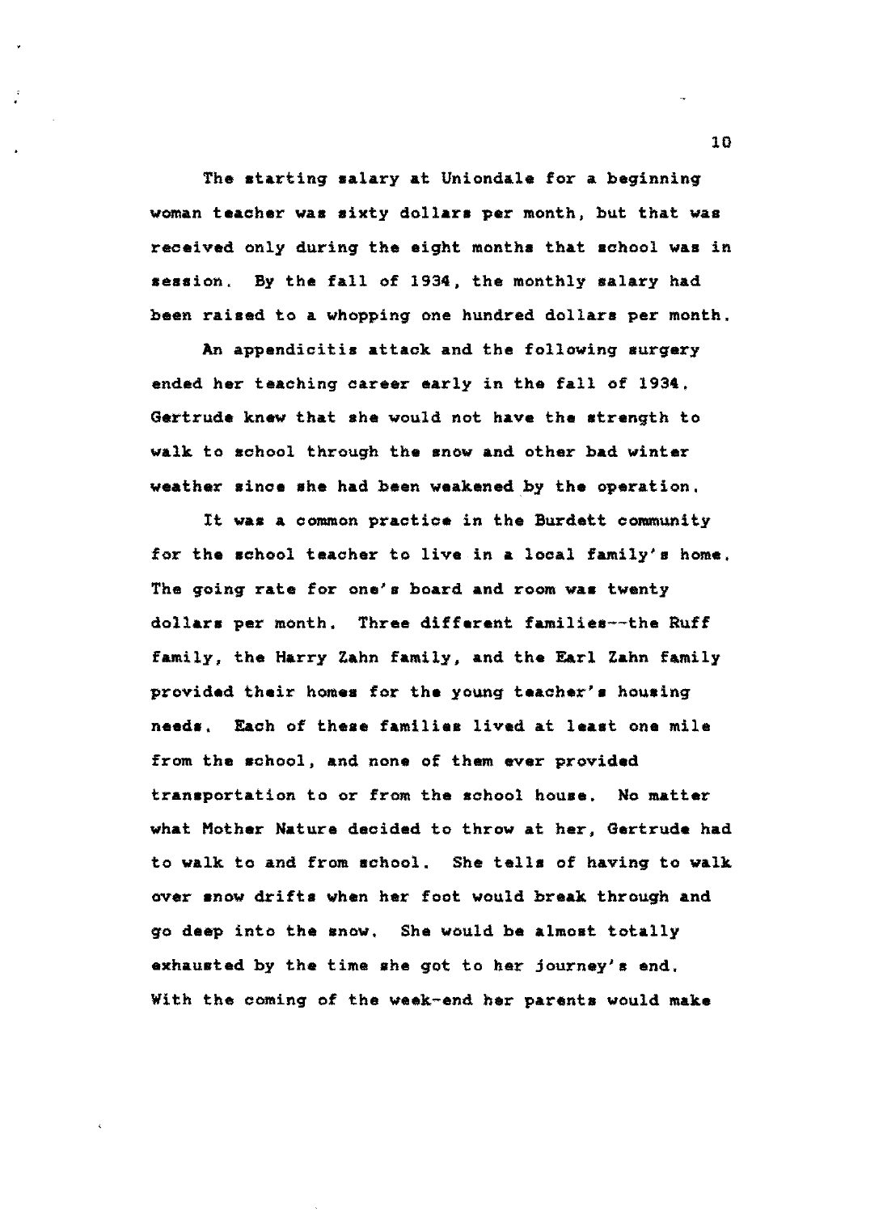The starting salary at Uniondale for a beginning woman teacher was sixty dollars per month, but that was received only during the eight months that school was in session. By the fall of 1934, the monthly salary had been raised to a whopping one hundred dollars per month.

An appendicitis attack and the following surgery ended her teaching career early in the fall of 1934. Gertrude knew that she would not have the strength to walk to school through the snow and other bad winter weather since she had been weakened by the operation.

It was a common practice in the Burdett community for the school teacher to live in a local family's home. The going rate for one's board and room was twenty dollars per month. Three different families--the Ruff family, the Harry Zahn family, and the Earl Zahn family provided their homes for the young teacher's housing needs. Each of these families lived at least one mile from the school, and none of them ever provided transportation to or from the school house. No matter what Mother Nature decided to throw at her, Gertrude had to walk to and from school. She tells of having to walk over snow drifts when her foot would break through and go deep into the snow. She would be almost totally exhausted by the time she got to her journey's end. With the coming of the week-end her parents would make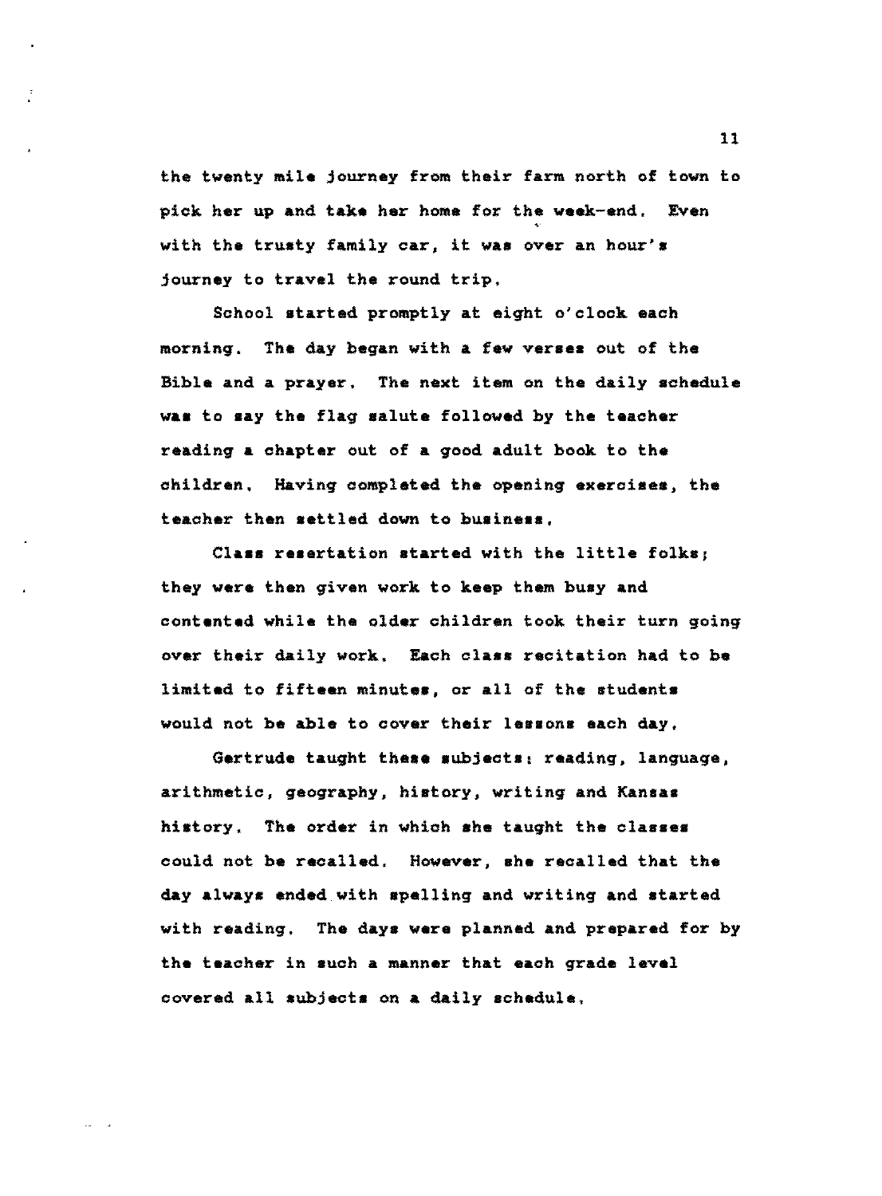the twenty mile journey from their farm north of town to pick her up and take her home for the week-end. Even with the trusty family car, it was over an hour's journey to travel the round trip.

School started promptly at eight o'clock each morning. The day began with a few verses out of the Bible and a prayer. The next item on the daily schedule was to say the flag salute followed by the teacher reading a chapter out of a good adult book to the children. Having completed the opening exercises, the teacher then settled down to business.

Class resertation started with the little folks; they were then given work to keep them busy and contented while the older children took their turn going over their daily work. Each class recitation had to be limited to fifteen minutes, or all of the students would not be able to cover their lessons each day.

Gertrude taught these subjects: reading, language, arithmetic, geography, history, writing and Kansas history. The order in which she taught the classes could not be recalled. However, she recalled that the day always ended with spelling and writing and started with reading. The days were planned and prepared for by the teacher in such a manner that each grade level covered all subjects on a daily schedule.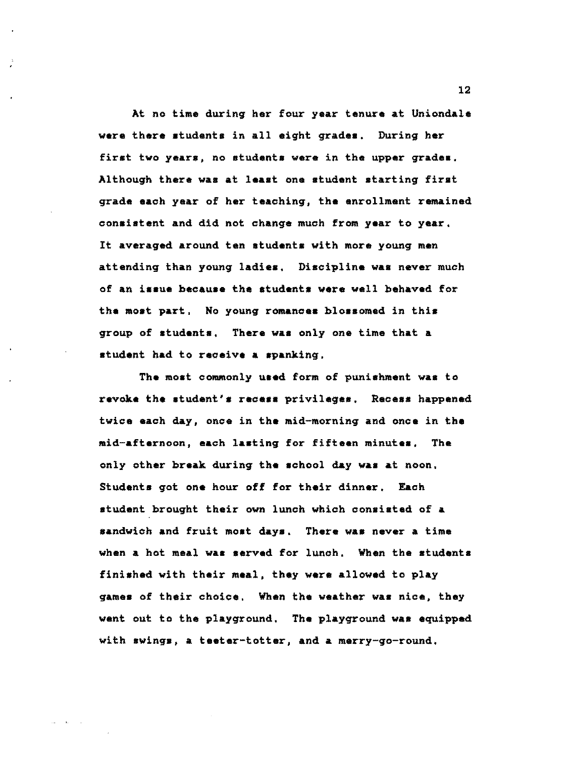At no time during her four year tenure at Uniondale were there students in all eight grades. During her first two years, no students were in the upper grades. Although there was at least one student starting first grade each year of her teaching, the enrollment remained consistent and did not change much from year to year. It averaged around ten students with more young men attending than young ladies. Discipline was never much of an issue because the students were well behaved for the most part. No young romances blossomed in this group of students. There was only one time that a student had to receive a spanking.

The most commonly used form of punishment was to revoke the student's recess privileges. Recess happened twice each day, once in the mid-morning and once in the mid-afternoon, each lasting for fifteen minutes. The only other break during the school day was at noon. Students got one hour off for their dinner. Each student brought their own lunch which consisted of a sandwich and fruit most days. There was never a time when a hot meal was served for lunch. When the students finished with their meal, they were allowed to play games of their choice. When the weather was nice, they went out to the playground. The playground was equipped with swings, a teeter-totter, and a merry-go-round.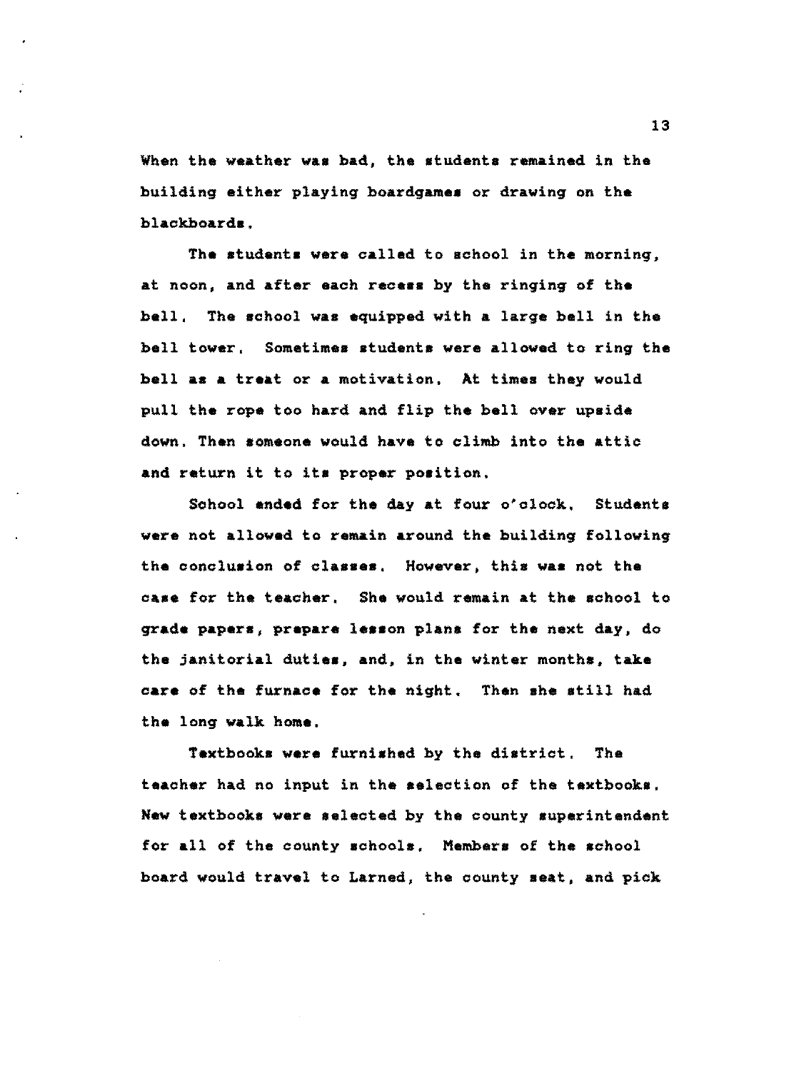When the weather was bad, the students remained in the building either playing boardgames or drawing on the blackboards.

The students were called to school in the morning, at noon, and after each recess by the ringing of the bell. The school was equipped with a large bell in the bell tower. Sometimes students were allowed to ring the bell as a treat or a motivation. At times they would pull the rope too hard and flip the bell over upside down. Then someone would have to climb into the attic and return it to its proper position.

School ended for the day at four o'clock. Students were not allowed to remain around the building following the conclusion of classes. However, this was not the case for the teacher. She would remain at the school to grade papers, prepare lesson plans for the next day, do the janitorial duties, and, in the winter months, take care of the furnace for the night. Then she still had the long walk home.

Textbooks were furnished by the district. The teacher had no input in the selection of the textbooks. New textbooks were selected by the county superintendent for all of the county schools. Members of the school board would travel to Larned, the county seat, and pick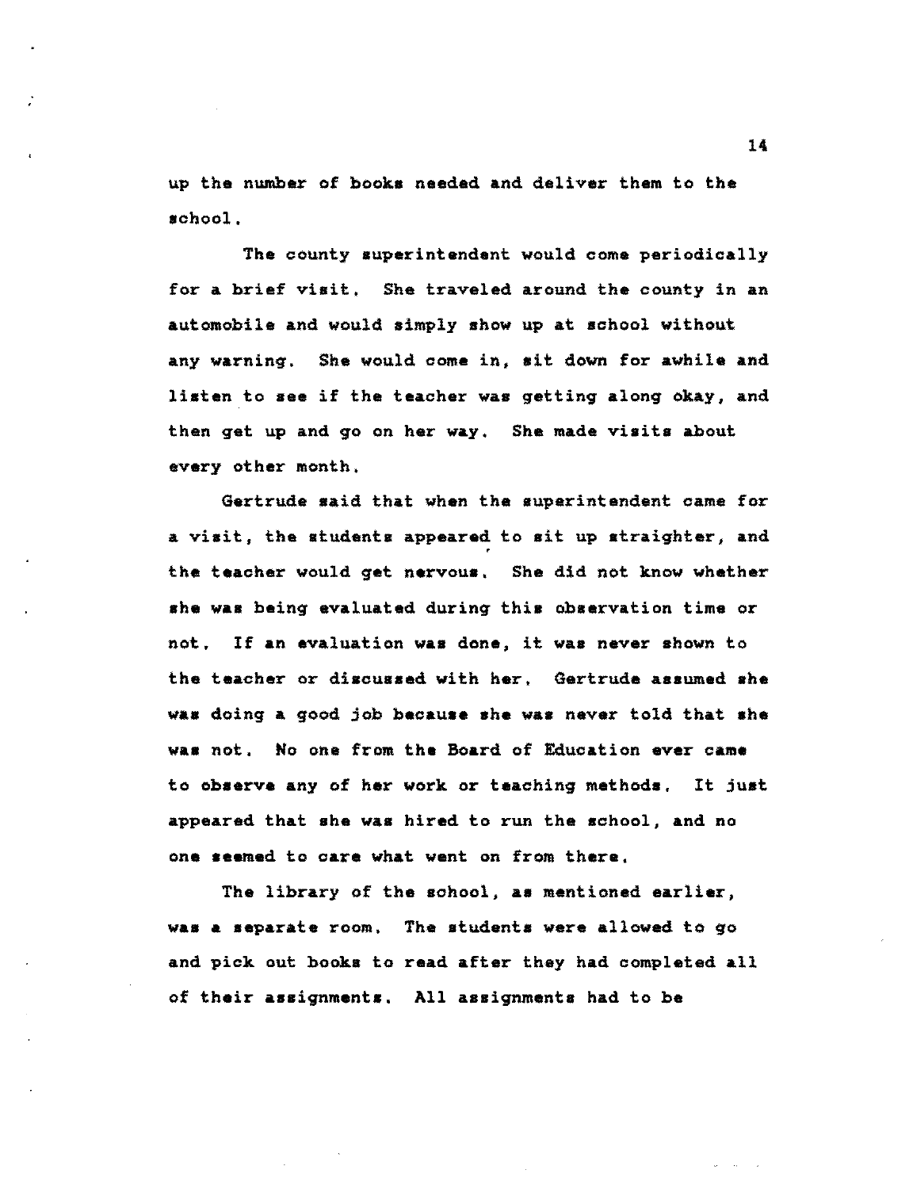up the number of books needed and deliver them to the school.

The county superintendent would come periodically for a brief visit. She traveled around the county in an automobile and would simply show up at school without any warning. She would come in, sit down for awhile and listen to see if the teacher was getting along okay, and then get up and go on her way. She made visits about every other month.

Gertrude said that when the superintendent came for a visit, the students appeared to sit up straighter, and the teacher would get nervous. She did not know whether she was being evaluated during this observation time or not. If an evaluation was done, it was never shown to the teacher or discussed with her. Gertrude assumed she was doing a good job because she was never told that she was not. No one from the Board of Education ever came to observe any of her work or teaching methods. It just appeared that she was hired to run the school, and no one seemed to care what went on from there.

The library of the school, as mentioned earlier, was a separate room. The students were allowed to go and pick out books to read after they had completed all of their assignments. All assignments had to be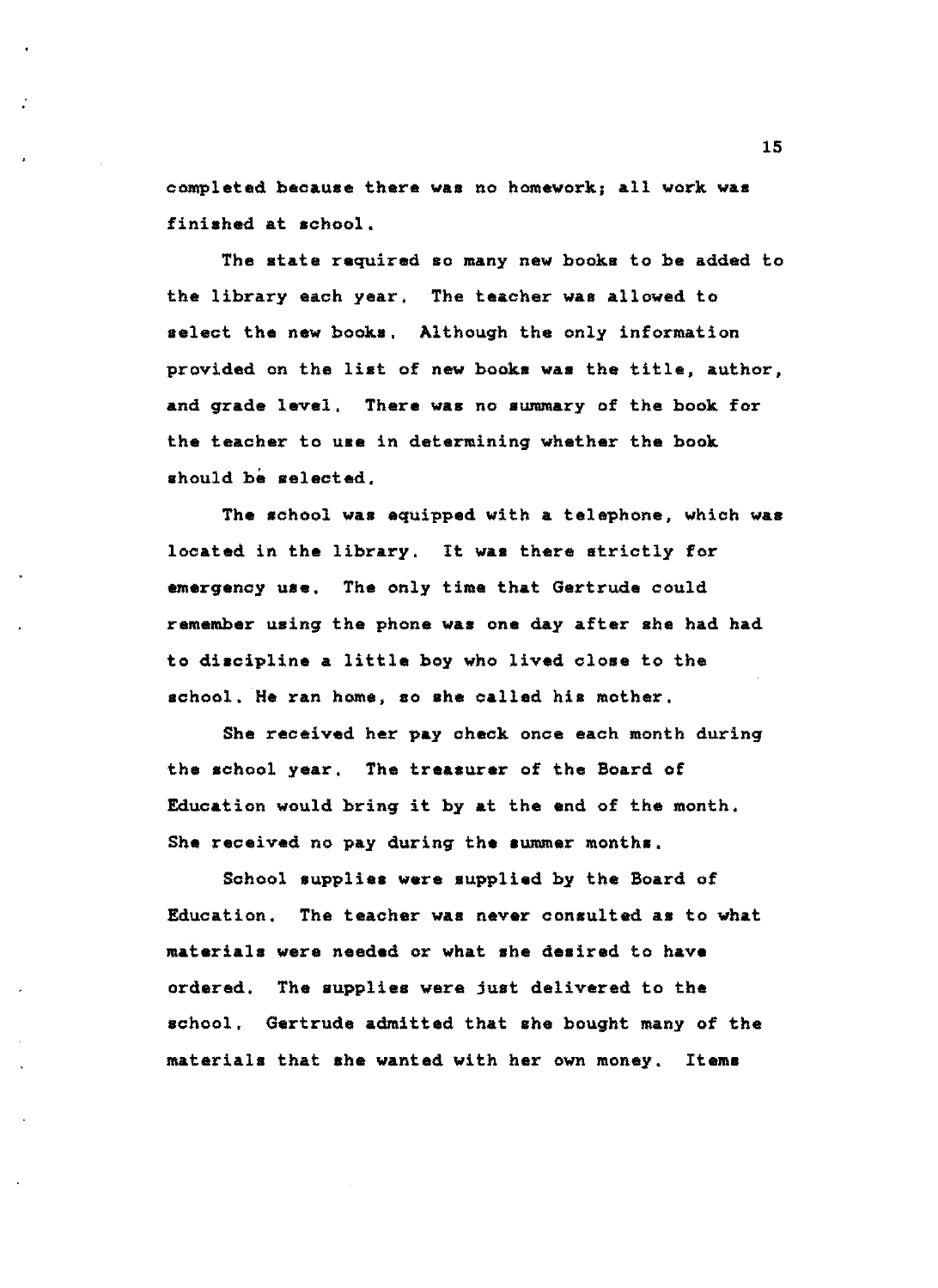completed because there was no homework; all work was finished at school.

The state required so many new books to be added to the library each year. The teacher was allowed to select the new books. Although the only information provided on the list of new books was the title, author, and grade level. There was no summary of the book for the teacher to use in determining whether the book should be selected.

The school was equipped with a telephone, which was located in the library. It was there strictly for emergency use. The only time that Gertrude could remember using the phone was one day after she had had to discipline a little boy who lived close to the school. He ran home, so she called his mother.

She received her pay check once each month during the school year. The treasurer of the Board of Education would bring it by at the end of the month. She received no pay during the summer months.

School supplies were supplied by the Board of Education. The teacher was never consulted as to what materials were needed or what she desired to have ordered. The supplies were just delivered to the school. Gertrude admitted that she bought many of the materials that she wanted with her own money. Items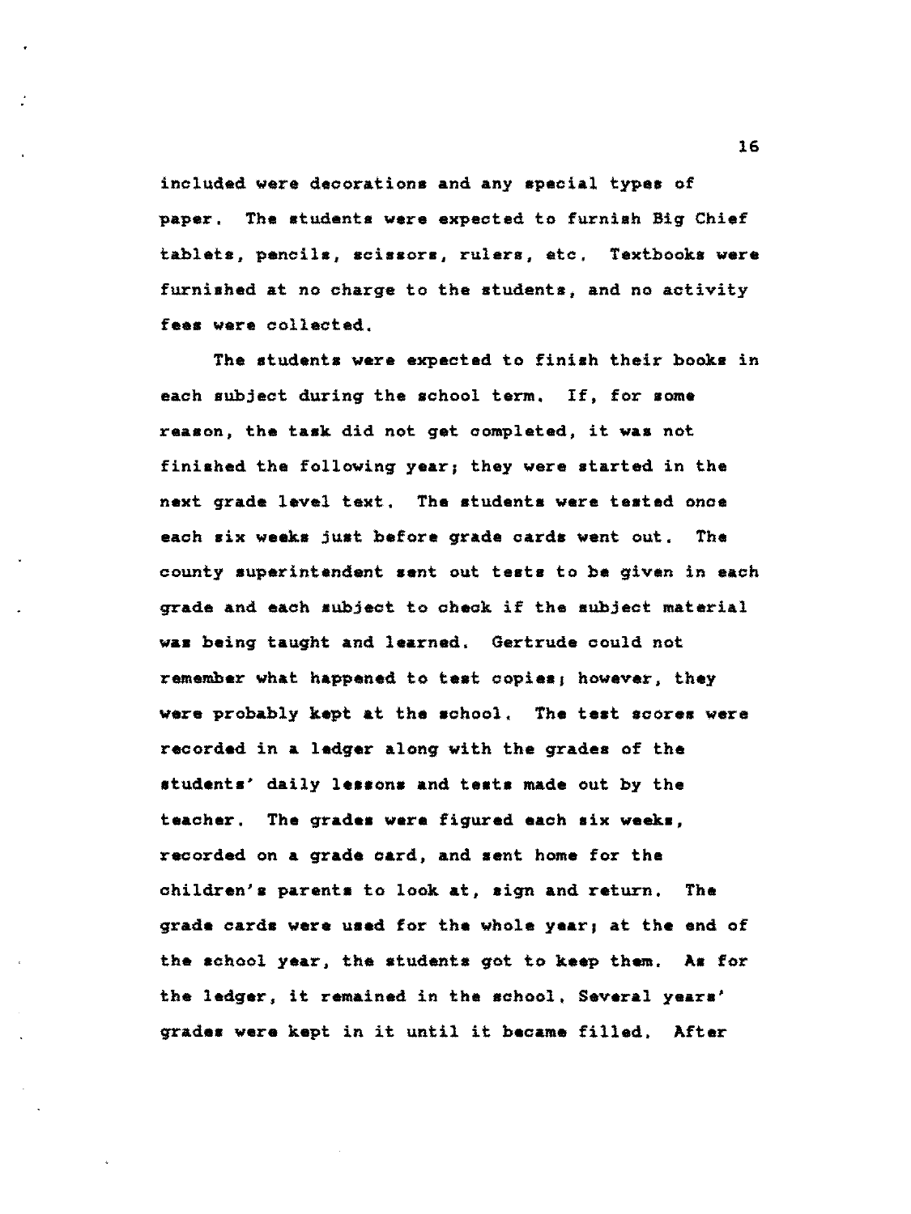included were decorations and any special types of paper. The students were expected to furnish Big Chief tablets, pencils, scissors, rulers, etc. Textbooks were furnished at no charge to the students, and no activity fees were collected.

The students were expected to finish their books in each subject during the school term. If, for some reason, the task did not get completed, it was not finished the following year; they were started in the next grade level text. The students were tested once each six weeks just before grade cards went out. The county superintendent sent out tests to be given in each grade and each subject to check if the subject material was being taught and learned. Gertrude could not remember what happened to test copies; however, they were probably kept at the school. The test scores were recorded in a ledger along with the grades of the students' daily lessons and tests made out by the teacher. The grades were figured each six weeks, recorded on a grade card, and sent home for the children's parents to look at, sign and return. The grade cards were used for the whole year; at the end of the school year, the students got to keep them. As for the ledger, it remained in the school. Several years' grades were kept in it until it became filled. After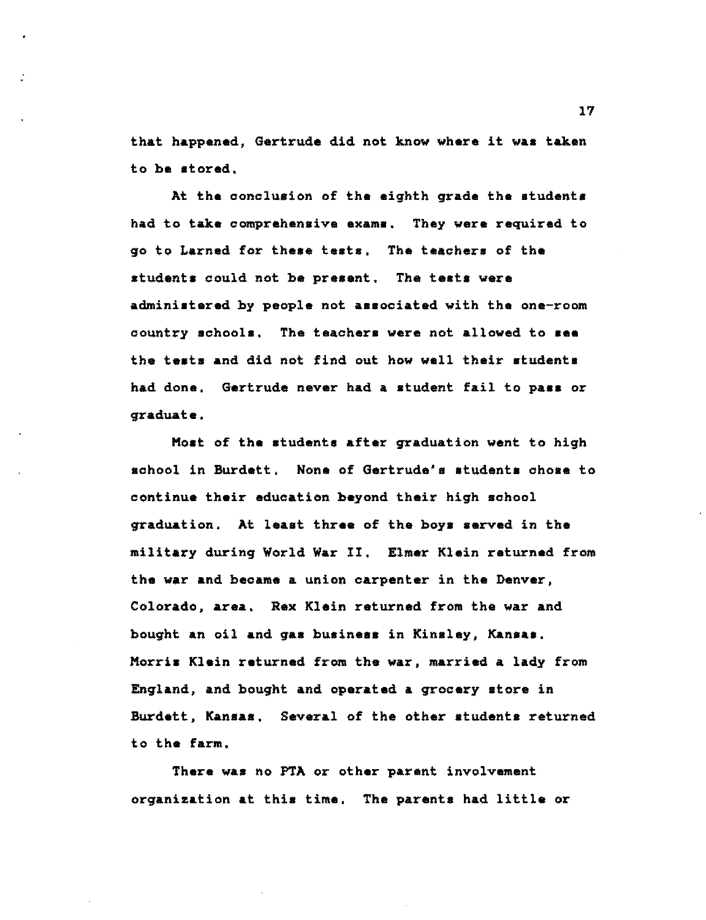that happened, Gertrude did not know where it was taken to be stored.

At the conclusion of the eighth grade the students had to take comprehensive exams. They were required to go to Larned for these tests. The teachers of the students could not be present. The tests were administered by people not associated with the one-room country schools. The teachers were not allowed to see the tests and did not find out how well their students had done. Gertrude never had a student fail to pass or graduate.

Most of the students after graduation went to high school in Burdett. None of Gertrude's students chose to continue their education beyond their high school graduation. At least three of the boys served in the military during World War II. Elmer Klein returned from the war and became a union carpenter in the Denver, Colorado, area. Rex Klein returned from the war and bought an oil and gas business in Kinsley, Kansas. Morris Klein returned from the war, married a lady from England, and bought and operated a grocery store in Burdett, Kansas. Several of the other students returned to the farm.

There was no PTA or other parent involvement organization at this time. The parents had little or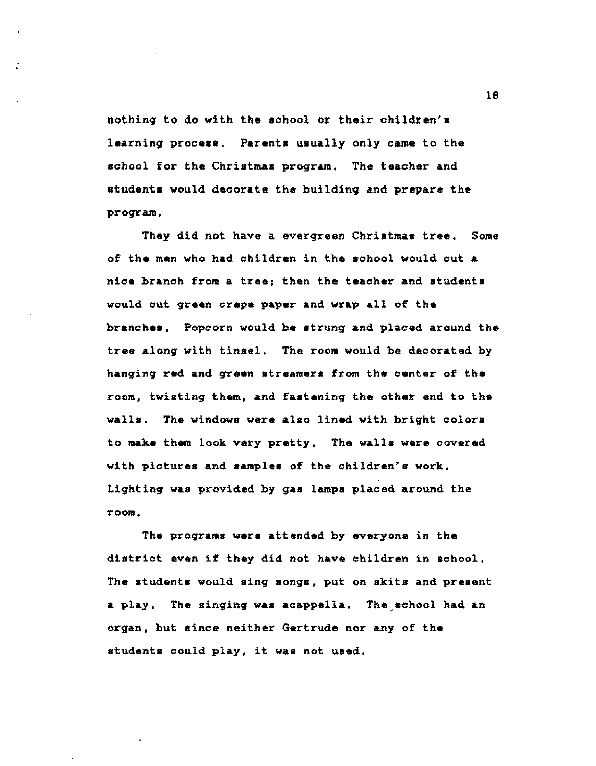nothing to do with the school or their children's learning process. Parents usually only came to the school for the Christmas program. The teacher and students would decorate the building and prepare the program.

They did not have a evergreen Christmas tree. Some of the men who had children in the school would cut a nice branch from a tree; then the teacher and students would cut green crepe paper and wrap all of the branches. Popcorn would be strung and placed around the tree along with tinsel. The room would be decorated by hanging red and green streamers from the center of the room, twisting them, and fastening the other end to the walls. The windows were also lined with bright colors to make them look very pretty. The walls were covered with pictures and samples of the children's work. Lighting was provided by gas lamps placed around the room.

The programs were attended by everyone in the district even if they did not have children in school. The students would sing songs, put on skits and present a play. The singing was acappella. The school had an organ, but since neither Gertrude nor any of the students could play, it was not used.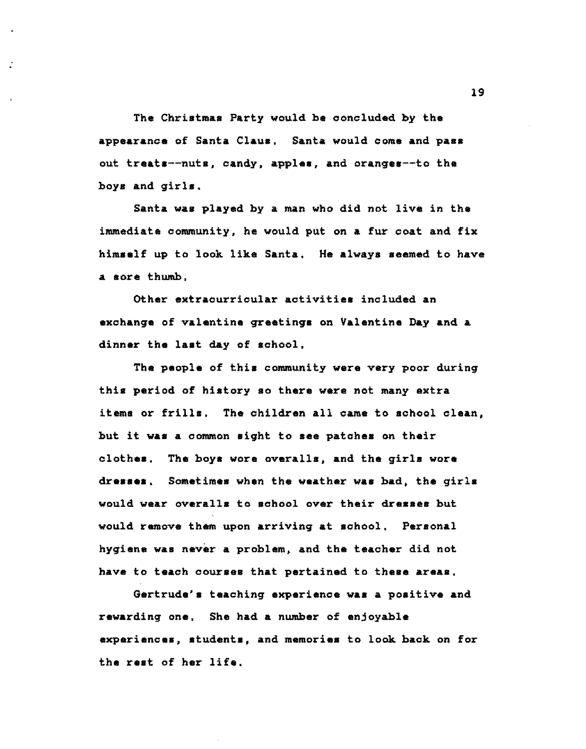The Christmas Party would be concluded by the appearance of Santa Claus. Santa would come and pass out treats--nuts, candy, apples, and oranges--to the boys and girls.

Santa was played by a man who did not live in the immediate community, he would put on a fur coat and fix himself up to look like Santa. He always seemed to have a sore thumb.

Other extracurricular activities included an exchange of valentine greetings on Valentine Day and a dinner the last day of school.

The people of this community were very poor during this period of history so there were not many extra items or frills. The children all came to school clean, but it was a common sight to see patches on their clothes. The boys wore overalls, and the girls wore dresses. Sometimes when the weather was bad, the girls would wear overalls to school over their dresses but would remove them upon arriving at school. Personal hygiene was never a problem, and the teacher did not have to teach courses that pertained to these areas.

Gertrude's teaching experience was a positive and rewarding one. She had a number of enjoyable experiences, students, and memories to look back on for the rest of her life.